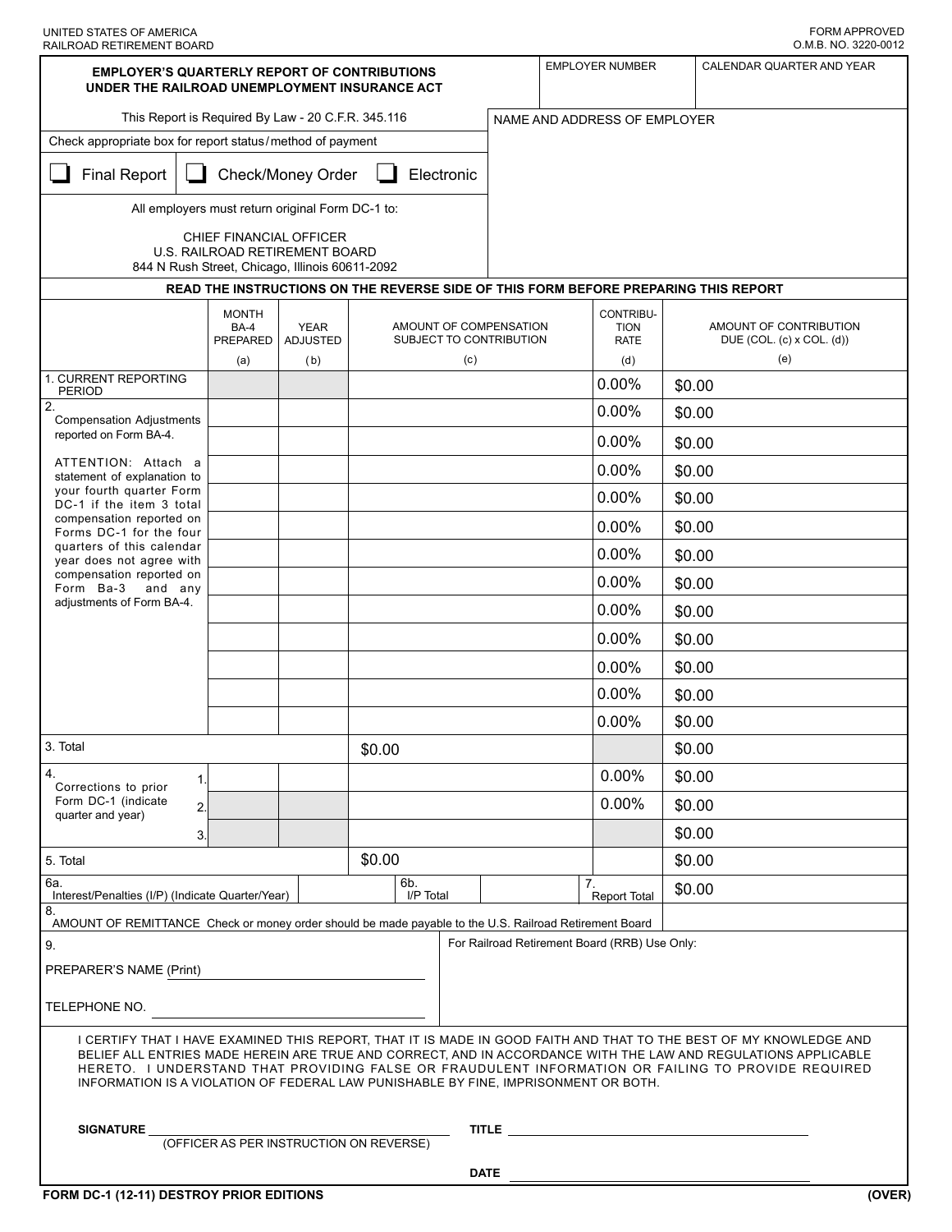UNITED STATES OF AMERICA
RAILROAD RETIREMENT BOARD

FORM APPROVED
O.M.B. NO. 3220-0012

## EMPLOYER'S QUARTERLY REPORT OF CONTRIBUTIONS UNDER THE RAILROAD UNEMPLOYMENT INSURANCE ACT

| EMPLOYER NUMBER | CALENDAR QUARTER AND YEAR |
|---|---|
| | |

This Report is Required By Law - 20 C.F.R. 345.116

NAME AND ADDRESS OF EMPLOYER

Check appropriate box for report status/method of payment

☐ Final Report ☐ Check/Money Order ☐ Electronic

All employers must return original Form DC-1 to:

CHIEF FINANCIAL OFFICER
U.S. RAILROAD RETIREMENT BOARD
844 N Rush Street, Chicago, Illinois 60611-2092

**READ THE INSTRUCTIONS ON THE REVERSE SIDE OF THIS FORM BEFORE PREPARING THIS REPORT**

| | MONTH BA-4 PREPARED (a) | YEAR ADJUSTED (b) | AMOUNT OF COMPENSATION SUBJECT TO CONTRIBUTION (c) | CONTRIBU-TION RATE (d) | AMOUNT OF CONTRIBUTION DUE (COL. (c) x COL. (d)) (e) |
|---|---|---|---|---|---|
| 1. CURRENT REPORTING PERIOD | | | | 0.00% | $0.00 |
| 2. Compensation Adjustments reported on Form BA-4. ATTENTION: Attach a statement of explanation to your fourth quarter Form DC-1 if the item 3 total compensation reported on Forms DC-1 for the four quarters of this calendar year does not agree with compensation reported on Form Ba-3 and any adjustments of Form BA-4. | | | | 0.00% | $0.00 |
| | | | | 0.00% | $0.00 |
| | | | | 0.00% | $0.00 |
| | | | | 0.00% | $0.00 |
| | | | | 0.00% | $0.00 |
| | | | | 0.00% | $0.00 |
| | | | | 0.00% | $0.00 |
| | | | | 0.00% | $0.00 |
| | | | | 0.00% | $0.00 |
| | | | | 0.00% | $0.00 |
| | | | | 0.00% | $0.00 |
| | | | | 0.00% | $0.00 |
| 3. Total | | | $0.00 | | $0.00 |
| 4. Corrections to prior Form DC-1 (indicate quarter and year) 1. | | | | 0.00% | $0.00 |
| 2. | | | | 0.00% | $0.00 |
| 3. | | | | | $0.00 |
| 5. Total | | | $0.00 | | $0.00 |
| 6a. Interest/Penalties (I/P) (Indicate Quarter/Year) | | 6b. I/P Total | | 7. Report Total | $0.00 |
| 8. AMOUNT OF REMITTANCE Check or money order should be made payable to the U.S. Railroad Retirement Board | | | | | |

9.

PREPARER'S NAME (Print) ______________________

TELEPHONE NO. ______________________

For Railroad Retirement Board (RRB) Use Only:

I CERTIFY THAT I HAVE EXAMINED THIS REPORT, THAT IT IS MADE IN GOOD FAITH AND THAT TO THE BEST OF MY KNOWLEDGE AND BELIEF ALL ENTRIES MADE HEREIN ARE TRUE AND CORRECT, AND IN ACCORDANCE WITH THE LAW AND REGULATIONS APPLICABLE HERETO. I UNDERSTAND THAT PROVIDING FALSE OR FRAUDULENT INFORMATION OR FAILING TO PROVIDE REQUIRED INFORMATION IS A VIOLATION OF FEDERAL LAW PUNISHABLE BY FINE, IMPRISONMENT OR BOTH.

**SIGNATURE** ______________________ **TITLE** ______________________
(OFFICER AS PER INSTRUCTION ON REVERSE)

**DATE** ______________________

**FORM DC-1 (12-11) DESTROY PRIOR EDITIONS** **(OVER)**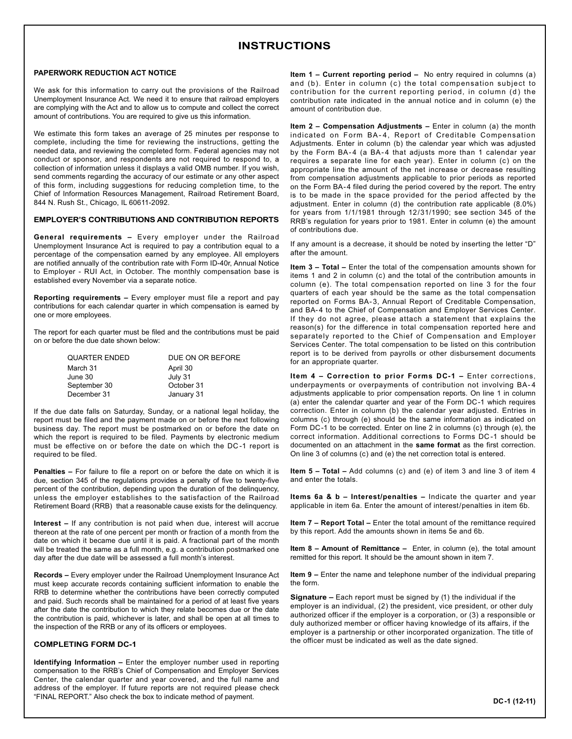# INSTRUCTIONS

## PAPERWORK REDUCTION ACT NOTICE

We ask for this information to carry out the provisions of the Railroad Unemployment Insurance Act. We need it to ensure that railroad employers are complying with the Act and to allow us to compute and collect the correct amount of contributions. You are required to give us this information.

We estimate this form takes an average of 25 minutes per response to complete, including the time for reviewing the instructions, getting the needed data, and reviewing the completed form. Federal agencies may not conduct or sponsor, and respondents are not required to respond to, a collection of information unless it displays a valid OMB number. If you wish, send comments regarding the accuracy of our estimate or any other aspect of this form, including suggestions for reducing completion time, to the Chief of Information Resources Management, Railroad Retirement Board, 844 N. Rush St., Chicago, IL 60611-2092.

## EMPLOYER'S CONTRIBUTIONS AND CONTRIBUTION REPORTS

**General requirements –** Every employer under the Railroad Unemployment Insurance Act is required to pay a contribution equal to a percentage of the compensation earned by any employee. All employers are notified annually of the contribution rate with Form ID-40r, Annual Notice to Employer - RUI Act, in October. The monthly compensation base is established every November via a separate notice.

**Reporting requirements –** Every employer must file a report and pay contributions for each calendar quarter in which compensation is earned by one or more employees.

The report for each quarter must be filed and the contributions must be paid on or before the due date shown below:

| QUARTER ENDED | DUE ON OR BEFORE |
|---|---|
| March 31 | April 30 |
| June 30 | July 31 |
| September 30 | October 31 |
| December 31 | January 31 |

If the due date falls on Saturday, Sunday, or a national legal holiday, the report must be filed and the payment made on or before the next following business day. The report must be postmarked on or before the date on which the report is required to be filed. Payments by electronic medium must be effective on or before the date on which the DC-1 report is required to be filed.

**Penalties –** For failure to file a report on or before the date on which it is due, section 345 of the regulations provides a penalty of five to twenty-five percent of the contribution, depending upon the duration of the delinquency, unless the employer establishes to the satisfaction of the Railroad Retirement Board (RRB) that a reasonable cause exists for the delinquency.

**Interest –** If any contribution is not paid when due, interest will accrue thereon at the rate of one percent per month or fraction of a month from the date on which it became due until it is paid. A fractional part of the month will be treated the same as a full month, e.g. a contribution postmarked one day after the due date will be assessed a full month's interest.

**Records –** Every employer under the Railroad Unemployment Insurance Act must keep accurate records containing sufficient information to enable the RRB to determine whether the contributions have been correctly computed and paid. Such records shall be maintained for a period of at least five years after the date the contribution to which they relate becomes due or the date the contribution is paid, whichever is later, and shall be open at all times to the inspection of the RRB or any of its officers or employees.

## COMPLETING FORM DC-1

**Identifying Information –** Enter the employer number used in reporting compensation to the RRB's Chief of Compensation and Employer Services Center, the calendar quarter and year covered, and the full name and address of the employer. If future reports are not required please check "FINAL REPORT." Also check the box to indicate method of payment.

**Item 1 – Current reporting period –** No entry required in columns (a) and (b). Enter in column (c) the total compensation subject to contribution for the current reporting period, in column (d) the contribution rate indicated in the annual notice and in column (e) the amount of contribution due.

**Item 2 – Compensation Adjustments –** Enter in column (a) the month indicated on Form BA-4, Report of Creditable Compensation Adjustments. Enter in column (b) the calendar year which was adjusted by the Form BA-4 (a BA-4 that adjusts more than 1 calendar year requires a separate line for each year). Enter in column (c) on the appropriate line the amount of the net increase or decrease resulting from compensation adjustments applicable to prior periods as reported on the Form BA-4 filed during the period covered by the report. The entry is to be made in the space provided for the period affected by the adjustment. Enter in column (d) the contribution rate applicable (8.0%) for years from 1/1/1981 through 12/31/1990; see section 345 of the RRB's regulation for years prior to 1981. Enter in column (e) the amount of contributions due.

If any amount is a decrease, it should be noted by inserting the letter "D" after the amount.

**Item 3 – Total –** Enter the total of the compensation amounts shown for items 1 and 2 in column (c) and the total of the contribution amounts in column (e). The total compensation reported on line 3 for the four quarters of each year should be the same as the total compensation reported on Forms BA-3, Annual Report of Creditable Compensation, and BA-4 to the Chief of Compensation and Employer Services Center. If they do not agree, please attach a statement that explains the reason(s) for the difference in total compensation reported here and separately reported to the Chief of Compensation and Employer Services Center. The total compensation to be listed on this contribution report is to be derived from payrolls or other disbursement documents for an appropriate quarter.

**Item 4 – Correction to prior Forms DC-1 –** Enter corrections, underpayments or overpayments of contribution not involving BA-4 adjustments applicable to prior compensation reports. On line 1 in column (a) enter the calendar quarter and year of the Form DC-1 which requires correction. Enter in column (b) the calendar year adjusted. Entries in columns (c) through (e) should be the same information as indicated on Form DC-1 to be corrected. Enter on line 2 in columns (c) through (e), the correct information. Additional corrections to Forms DC-1 should be documented on an attachment in the **same format** as the first correction. On line 3 of columns (c) and (e) the net correction total is entered.

**Item 5 – Total –** Add columns (c) and (e) of item 3 and line 3 of item 4 and enter the totals.

**Items 6a & b – Interest/penalties –** Indicate the quarter and year applicable in item 6a. Enter the amount of interest/penalties in item 6b.

**Item 7 – Report Total –** Enter the total amount of the remittance required by this report. Add the amounts shown in items 5e and 6b.

**Item 8 – Amount of Remittance –** Enter, in column (e), the total amount remitted for this report. It should be the amount shown in item 7.

**Item 9 –** Enter the name and telephone number of the individual preparing the form.

**Signature –** Each report must be signed by (1) the individual if the employer is an individual, (2) the president, vice president, or other duly authorized officer if the employer is a corporation, or (3) a responsible or duly authorized member or officer having knowledge of its affairs, if the employer is a partnership or other incorporated organization. The title of the officer must be indicated as well as the date signed.

DC-1 (12-11)